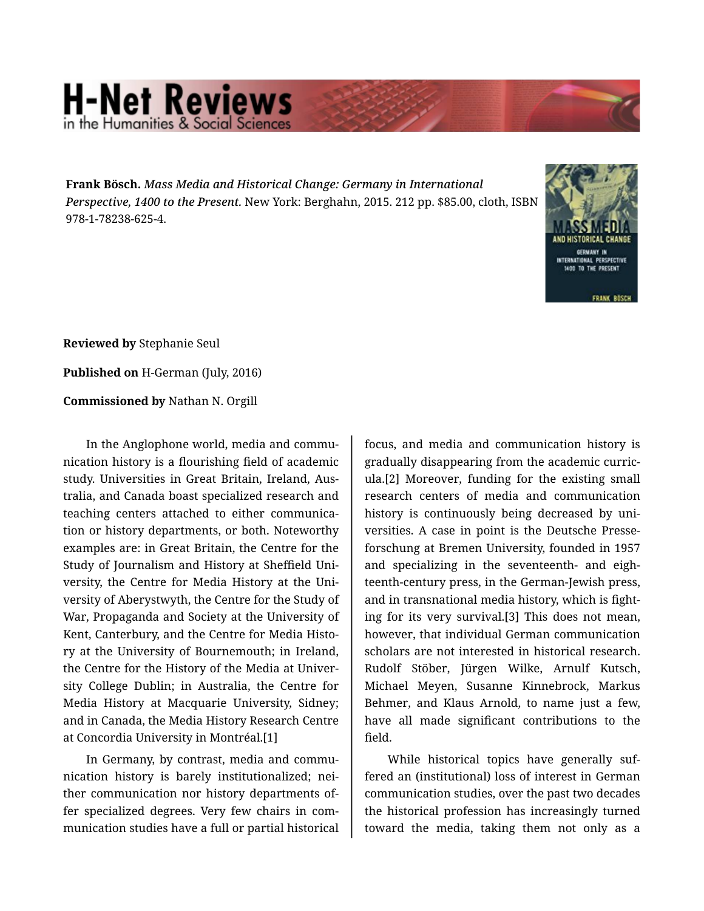**Frank Bösch.** *Mass Media and Historical Change: Germany in International Perspective, 1400 to the Present.* New York: Berghahn, 2015. 212 pp. $85.00, cloth, ISBN 978-1-78238-625-4.

**Reviewed by** Stephanie Seul

**Published on** H-German (July, 2016)

**Commissioned by** Nathan N. Orgill

In the Anglophone world, media and communication history is a flourishing field of academic study. Universities in Great Britain, Ireland, Australia, and Canada boast specialized research and teaching centers attached to either communication or history departments, or both. Noteworthy examples are: in Great Britain, the Centre for the Study of Journalism and History at Sheffield University, the Centre for Media History at the University of Aberystwyth, the Centre for the Study of War, Propaganda and Society at the University of Kent, Canterbury, and the Centre for Media History at the University of Bournemouth; in Ireland, the Centre for the History of the Media at University College Dublin; in Australia, the Centre for Media History at Macquarie University, Sidney; and in Canada, the Media History Research Centre at Concordia University in Montréal.[1]

In Germany, by contrast, media and communication history is barely institutionalized; neither communication nor history departments offer specialized degrees. Very few chairs in communication studies have a full or partial historical focus, and media and communication history is gradually disappearing from the academic curricula.[2] Moreover, funding for the existing small research centers of media and communication history is continuously being decreased by universities. A case in point is the Deutsche Presseforschung at Bremen University, founded in 1957 and specializing in the seventeenth- and eighteenth-century press, in the German-Jewish press, and in transnational media history, which is fighting for its very survival.[3] This does not mean, however, that individual German communication scholars are not interested in historical research. Rudolf Stöber, Jürgen Wilke, Arnulf Kutsch, Michael Meyen, Susanne Kinnebrock, Markus Behmer, and Klaus Arnold, to name just a few, have all made significant contributions to the field.

While historical topics have generally suffered an (institutional) loss of interest in German communication studies, over the past two decades the historical profession has increasingly turned toward the media, taking them not only as a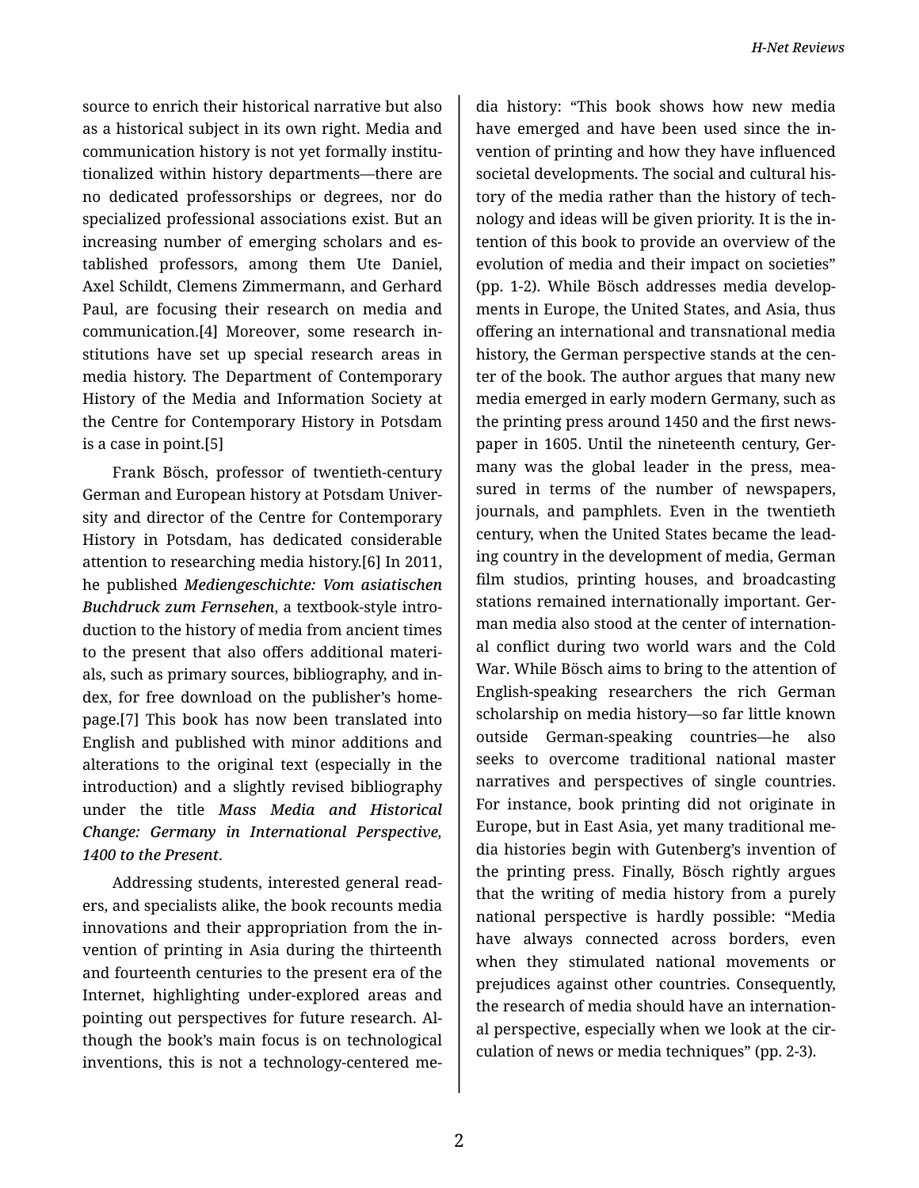source to enrich their historical narrative but also as a historical subject in its own right. Media and communication history is not yet formally institutionalized within history departments—there are no dedicated professorships or degrees, nor do specialized professional associations exist. But an increasing number of emerging scholars and established professors, among them Ute Daniel, Axel Schildt, Clemens Zimmermann, and Gerhard Paul, are focusing their research on media and communication.[4] Moreover, some research institutions have set up special research areas in media history. The Department of Contemporary History of the Media and Information Society at the Centre for Contemporary History in Potsdam is a case in point.[5]

Frank Bösch, professor of twentieth-century German and European history at Potsdam University and director of the Centre for Contemporary History in Potsdam, has dedicated considerable attention to researching media history.[6] In 2011, he published ***Mediengeschichte: Vom asiatischen Buchdruck zum Fernsehen***, a textbook-style introduction to the history of media from ancient times to the present that also offers additional materials, such as primary sources, bibliography, and index, for free download on the publisher's homepage.[7] This book has now been translated into English and published with minor additions and alterations to the original text (especially in the introduction) and a slightly revised bibliography under the title ***Mass Media and Historical Change: Germany in International Perspective, 1400 to the Present***.

Addressing students, interested general readers, and specialists alike, the book recounts media innovations and their appropriation from the invention of printing in Asia during the thirteenth and fourteenth centuries to the present era of the Internet, highlighting under-explored areas and pointing out perspectives for future research. Although the book's main focus is on technological inventions, this is not a technology-centered media history: "This book shows how new media have emerged and have been used since the invention of printing and how they have influenced societal developments. The social and cultural history of the media rather than the history of technology and ideas will be given priority. It is the intention of this book to provide an overview of the evolution of media and their impact on societies" (pp. 1-2). While Bösch addresses media developments in Europe, the United States, and Asia, thus offering an international and transnational media history, the German perspective stands at the center of the book. The author argues that many new media emerged in early modern Germany, such as the printing press around 1450 and the first newspaper in 1605. Until the nineteenth century, Germany was the global leader in the press, measured in terms of the number of newspapers, journals, and pamphlets. Even in the twentieth century, when the United States became the leading country in the development of media, German film studios, printing houses, and broadcasting stations remained internationally important. German media also stood at the center of international conflict during two world wars and the Cold War. While Bösch aims to bring to the attention of English-speaking researchers the rich German scholarship on media history—so far little known outside German-speaking countries—he also seeks to overcome traditional national master narratives and perspectives of single countries. For instance, book printing did not originate in Europe, but in East Asia, yet many traditional media histories begin with Gutenberg's invention of the printing press. Finally, Bösch rightly argues that the writing of media history from a purely national perspective is hardly possible: "Media have always connected across borders, even when they stimulated national movements or prejudices against other countries. Consequently, the research of media should have an international perspective, especially when we look at the circulation of news or media techniques" (pp. 2-3).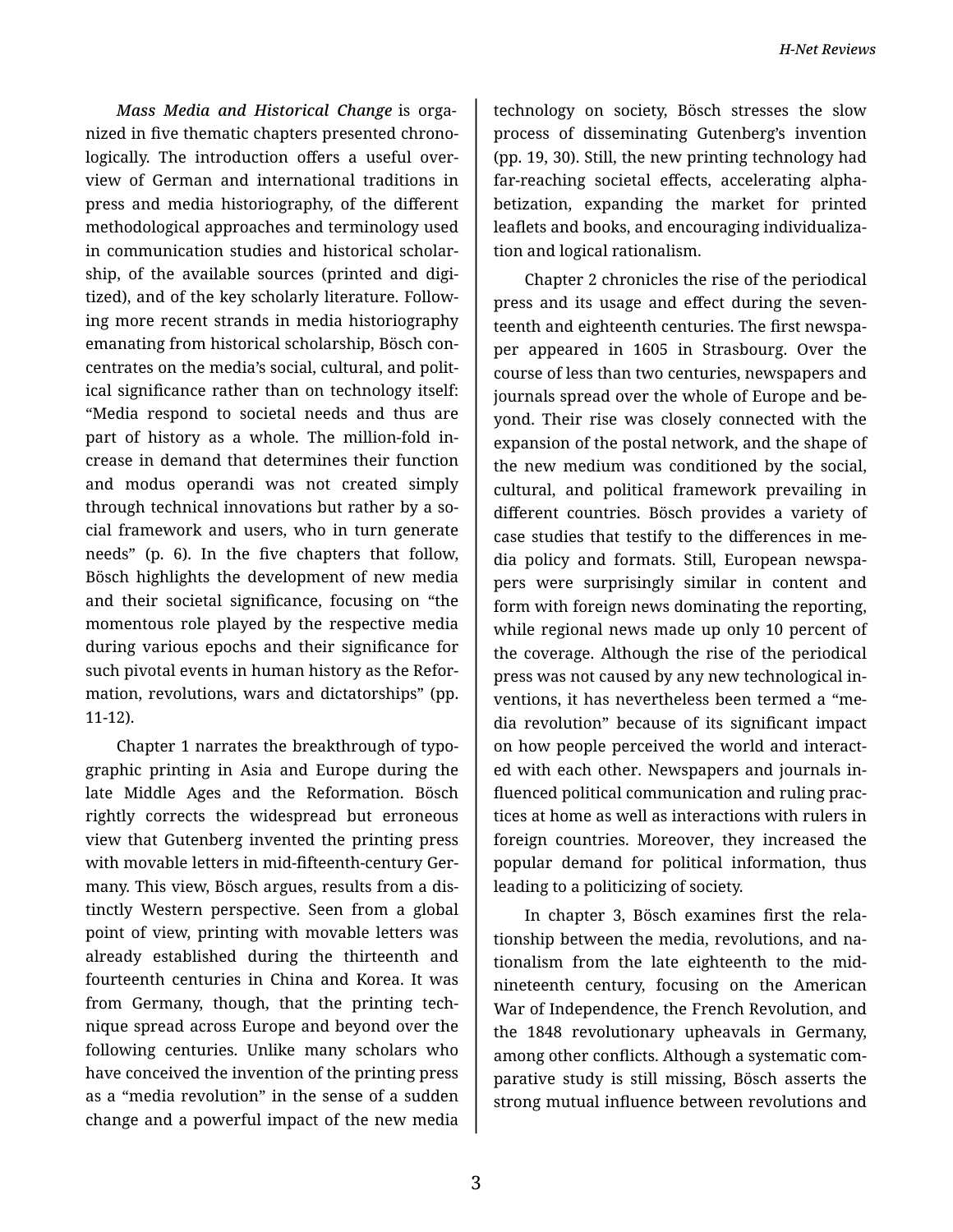*Mass Media and Historical Change* is organized in five thematic chapters presented chronologically. The introduction offers a useful overview of German and international traditions in press and media historiography, of the different methodological approaches and terminology used in communication studies and historical scholarship, of the available sources (printed and digitized), and of the key scholarly literature. Following more recent strands in media historiography emanating from historical scholarship, Bösch concentrates on the media's social, cultural, and political significance rather than on technology itself: "Media respond to societal needs and thus are part of history as a whole. The million-fold increase in demand that determines their function and modus operandi was not created simply through technical innovations but rather by a social framework and users, who in turn generate needs" (p. 6). In the five chapters that follow, Bösch highlights the development of new media and their societal significance, focusing on "the momentous role played by the respective media during various epochs and their significance for such pivotal events in human history as the Reformation, revolutions, wars and dictatorships" (pp. 11-12).

Chapter 1 narrates the breakthrough of typographic printing in Asia and Europe during the late Middle Ages and the Reformation. Bösch rightly corrects the widespread but erroneous view that Gutenberg invented the printing press with movable letters in mid-fifteenth-century Germany. This view, Bösch argues, results from a distinctly Western perspective. Seen from a global point of view, printing with movable letters was already established during the thirteenth and fourteenth centuries in China and Korea. It was from Germany, though, that the printing technique spread across Europe and beyond over the following centuries. Unlike many scholars who have conceived the invention of the printing press as a "media revolution" in the sense of a sudden change and a powerful impact of the new media technology on society, Bösch stresses the slow process of disseminating Gutenberg's invention (pp. 19, 30). Still, the new printing technology had far-reaching societal effects, accelerating alphabetization, expanding the market for printed leaflets and books, and encouraging individualization and logical rationalism.

Chapter 2 chronicles the rise of the periodical press and its usage and effect during the seventeenth and eighteenth centuries. The first newspaper appeared in 1605 in Strasbourg. Over the course of less than two centuries, newspapers and journals spread over the whole of Europe and beyond. Their rise was closely connected with the expansion of the postal network, and the shape of the new medium was conditioned by the social, cultural, and political framework prevailing in different countries. Bösch provides a variety of case studies that testify to the differences in media policy and formats. Still, European newspapers were surprisingly similar in content and form with foreign news dominating the reporting, while regional news made up only 10 percent of the coverage. Although the rise of the periodical press was not caused by any new technological inventions, it has nevertheless been termed a "media revolution" because of its significant impact on how people perceived the world and interacted with each other. Newspapers and journals influenced political communication and ruling practices at home as well as interactions with rulers in foreign countries. Moreover, they increased the popular demand for political information, thus leading to a politicizing of society.

In chapter 3, Bösch examines first the relationship between the media, revolutions, and nationalism from the late eighteenth to the mid-nineteenth century, focusing on the American War of Independence, the French Revolution, and the 1848 revolutionary upheavals in Germany, among other conflicts. Although a systematic comparative study is still missing, Bösch asserts the strong mutual influence between revolutions and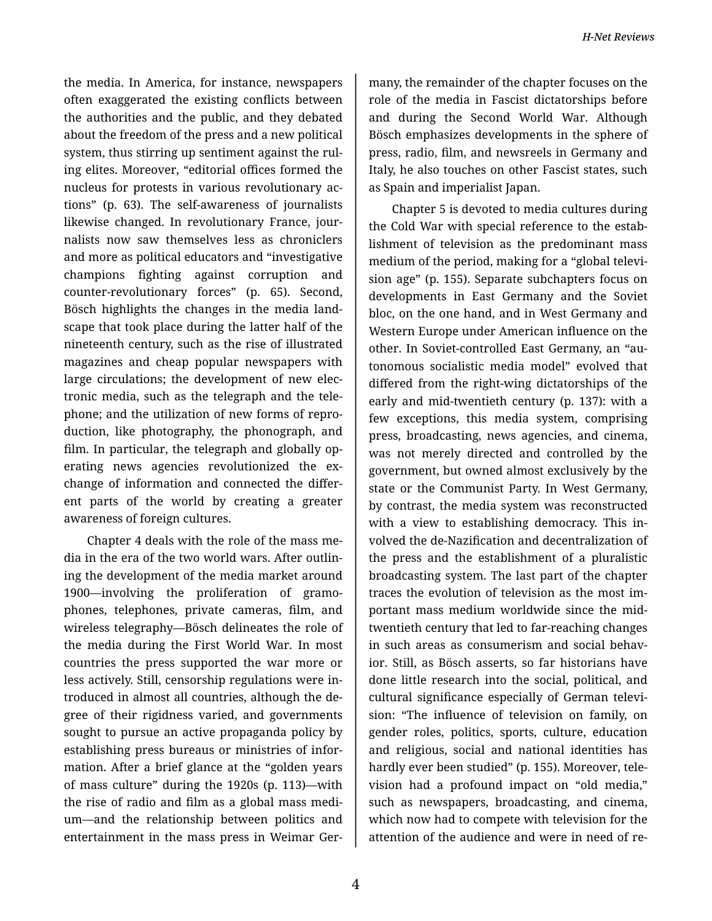the media. In America, for instance, newspapers often exaggerated the existing conflicts between the authorities and the public, and they debated about the freedom of the press and a new political system, thus stirring up sentiment against the ruling elites. Moreover, "editorial offices formed the nucleus for protests in various revolutionary actions" (p. 63). The self-awareness of journalists likewise changed. In revolutionary France, journalists now saw themselves less as chroniclers and more as political educators and "investigative champions fighting against corruption and counter-revolutionary forces" (p. 65). Second, Bösch highlights the changes in the media landscape that took place during the latter half of the nineteenth century, such as the rise of illustrated magazines and cheap popular newspapers with large circulations; the development of new electronic media, such as the telegraph and the telephone; and the utilization of new forms of reproduction, like photography, the phonograph, and film. In particular, the telegraph and globally operating news agencies revolutionized the exchange of information and connected the different parts of the world by creating a greater awareness of foreign cultures.

Chapter 4 deals with the role of the mass media in the era of the two world wars. After outlining the development of the media market around 1900—involving the proliferation of gramophones, telephones, private cameras, film, and wireless telegraphy—Bösch delineates the role of the media during the First World War. In most countries the press supported the war more or less actively. Still, censorship regulations were introduced in almost all countries, although the degree of their rigidness varied, and governments sought to pursue an active propaganda policy by establishing press bureaus or ministries of information. After a brief glance at the "golden years of mass culture" during the 1920s (p. 113)—with the rise of radio and film as a global mass medium—and the relationship between politics and entertainment in the mass press in Weimar Germany, the remainder of the chapter focuses on the role of the media in Fascist dictatorships before and during the Second World War. Although Bösch emphasizes developments in the sphere of press, radio, film, and newsreels in Germany and Italy, he also touches on other Fascist states, such as Spain and imperialist Japan.

Chapter 5 is devoted to media cultures during the Cold War with special reference to the establishment of television as the predominant mass medium of the period, making for a "global television age" (p. 155). Separate subchapters focus on developments in East Germany and the Soviet bloc, on the one hand, and in West Germany and Western Europe under American influence on the other. In Soviet-controlled East Germany, an "autonomous socialistic media model" evolved that differed from the right-wing dictatorships of the early and mid-twentieth century (p. 137): with a few exceptions, this media system, comprising press, broadcasting, news agencies, and cinema, was not merely directed and controlled by the government, but owned almost exclusively by the state or the Communist Party. In West Germany, by contrast, the media system was reconstructed with a view to establishing democracy. This involved the de-Nazification and decentralization of the press and the establishment of a pluralistic broadcasting system. The last part of the chapter traces the evolution of television as the most important mass medium worldwide since the mid-twentieth century that led to far-reaching changes in such areas as consumerism and social behavior. Still, as Bösch asserts, so far historians have done little research into the social, political, and cultural significance especially of German television: "The influence of television on family, on gender roles, politics, sports, culture, education and religious, social and national identities has hardly ever been studied" (p. 155). Moreover, television had a profound impact on "old media," such as newspapers, broadcasting, and cinema, which now had to compete with television for the attention of the audience and were in need of re-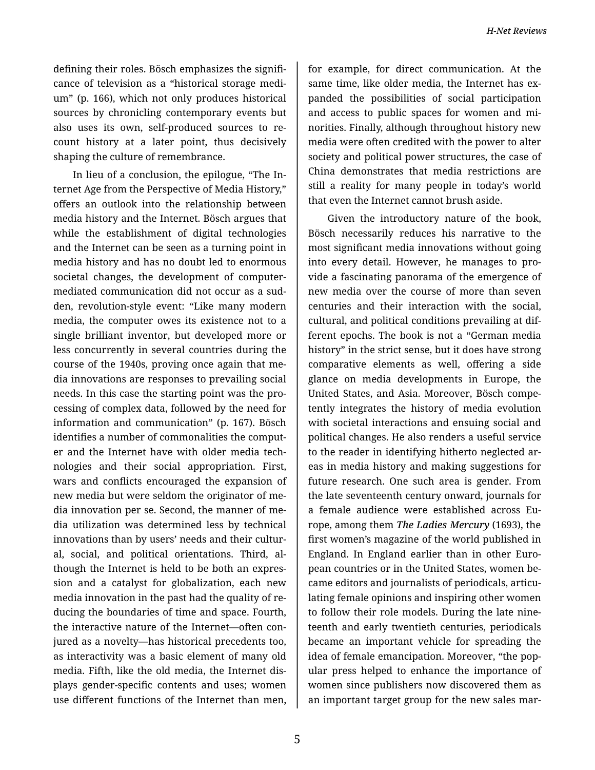defining their roles. Bösch emphasizes the significance of television as a "historical storage medium" (p. 166), which not only produces historical sources by chronicling contemporary events but also uses its own, self-produced sources to recount history at a later point, thus decisively shaping the culture of remembrance.

In lieu of a conclusion, the epilogue, "The Internet Age from the Perspective of Media History," offers an outlook into the relationship between media history and the Internet. Bösch argues that while the establishment of digital technologies and the Internet can be seen as a turning point in media history and has no doubt led to enormous societal changes, the development of computer-mediated communication did not occur as a sudden, revolution-style event: "Like many modern media, the computer owes its existence not to a single brilliant inventor, but developed more or less concurrently in several countries during the course of the 1940s, proving once again that media innovations are responses to prevailing social needs. In this case the starting point was the processing of complex data, followed by the need for information and communication" (p. 167). Bösch identifies a number of commonalities the computer and the Internet have with older media technologies and their social appropriation. First, wars and conflicts encouraged the expansion of new media but were seldom the originator of media innovation per se. Second, the manner of media utilization was determined less by technical innovations than by users' needs and their cultural, social, and political orientations. Third, although the Internet is held to be both an expression and a catalyst for globalization, each new media innovation in the past had the quality of reducing the boundaries of time and space. Fourth, the interactive nature of the Internet—often conjured as a novelty—has historical precedents too, as interactivity was a basic element of many old media. Fifth, like the old media, the Internet displays gender-specific contents and uses; women use different functions of the Internet than men, for example, for direct communication. At the same time, like older media, the Internet has expanded the possibilities of social participation and access to public spaces for women and minorities. Finally, although throughout history new media were often credited with the power to alter society and political power structures, the case of China demonstrates that media restrictions are still a reality for many people in today's world that even the Internet cannot brush aside.

Given the introductory nature of the book, Bösch necessarily reduces his narrative to the most significant media innovations without going into every detail. However, he manages to provide a fascinating panorama of the emergence of new media over the course of more than seven centuries and their interaction with the social, cultural, and political conditions prevailing at different epochs. The book is not a "German media history" in the strict sense, but it does have strong comparative elements as well, offering a side glance on media developments in Europe, the United States, and Asia. Moreover, Bösch competently integrates the history of media evolution with societal interactions and ensuing social and political changes. He also renders a useful service to the reader in identifying hitherto neglected areas in media history and making suggestions for future research. One such area is gender. From the late seventeenth century onward, journals for a female audience were established across Europe, among them ***The Ladies Mercury*** (1693), the first women's magazine of the world published in England. In England earlier than in other European countries or in the United States, women became editors and journalists of periodicals, articulating female opinions and inspiring other women to follow their role models. During the late nineteenth and early twentieth centuries, periodicals became an important vehicle for spreading the idea of female emancipation. Moreover, "the popular press helped to enhance the importance of women since publishers now discovered them as an important target group for the new sales mar-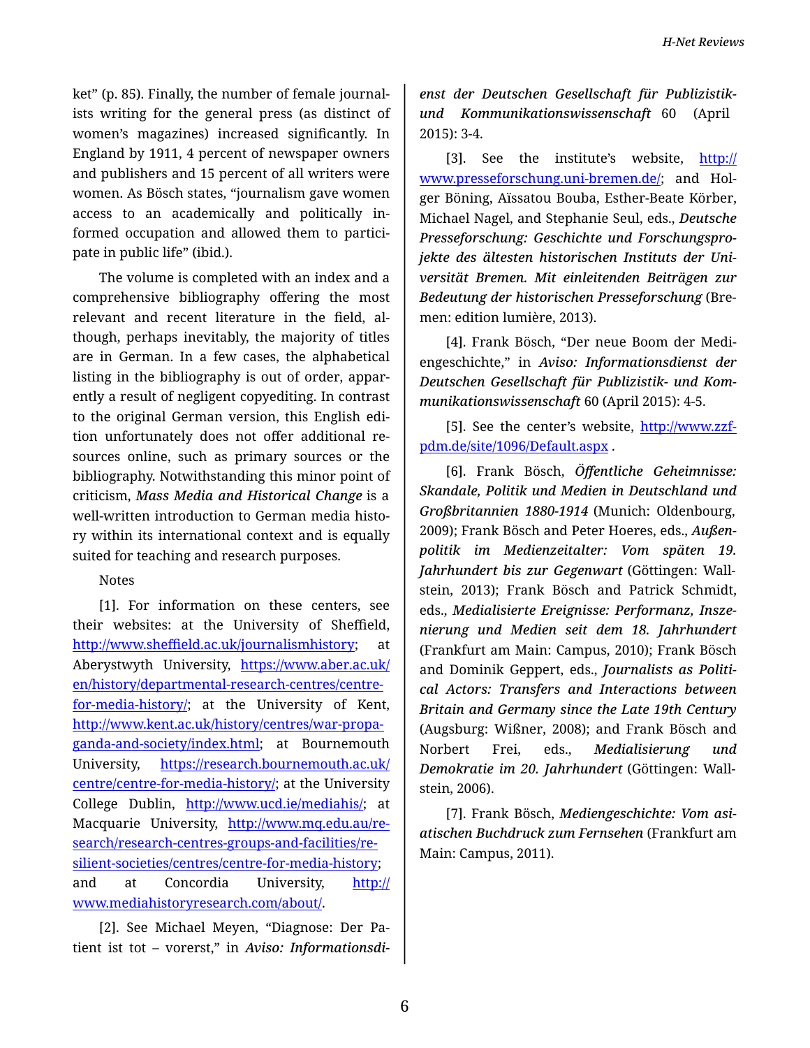ket" (p. 85). Finally, the number of female journalists writing for the general press (as distinct of women's magazines) increased significantly. In England by 1911, 4 percent of newspaper owners and publishers and 15 percent of all writers were women. As Bösch states, "journalism gave women access to an academically and politically informed occupation and allowed them to participate in public life" (ibid.).

The volume is completed with an index and a comprehensive bibliography offering the most relevant and recent literature in the field, although, perhaps inevitably, the majority of titles are in German. In a few cases, the alphabetical listing in the bibliography is out of order, apparently a result of negligent copyediting. In contrast to the original German version, this English edition unfortunately does not offer additional resources online, such as primary sources or the bibliography. Notwithstanding this minor point of criticism, *Mass Media and Historical Change* is a well-written introduction to German media history within its international context and is equally suited for teaching and research purposes.

Notes

[1]. For information on these centers, see their websites: at the University of Sheffield, http://www.sheffield.ac.uk/journalismhistory; at Aberystwyth University, https://www.aber.ac.uk/en/history/departmental-research-centres/centre-for-media-history/; at the University of Kent, http://www.kent.ac.uk/history/centres/war-propaganda-and-society/index.html; at Bournemouth University, https://research.bournemouth.ac.uk/centre/centre-for-media-history/; at the University College Dublin, http://www.ucd.ie/mediahis/; at Macquarie University, http://www.mq.edu.au/research/research-centres-groups-and-facilities/resilient-societies/centres/centre-for-media-history; and at Concordia University, http://www.mediahistoryresearch.com/about/.

[2]. See Michael Meyen, "Diagnose: Der Patient ist tot – vorerst," in *Aviso: Informationsdienst der Deutschen Gesellschaft für Publizistik- und Kommunikationswissenschaft* 60 (April 2015): 3-4.

[3]. See the institute's website, http://www.presseforschung.uni-bremen.de/; and Holger Böning, Aïssatou Bouba, Esther-Beate Körber, Michael Nagel, and Stephanie Seul, eds., *Deutsche Presseforschung: Geschichte und Forschungsprojekte des ältesten historischen Instituts der Universität Bremen. Mit einleitenden Beiträgen zur Bedeutung der historischen Presseforschung* (Bremen: edition lumière, 2013).

[4]. Frank Bösch, "Der neue Boom der Mediengeschichte," in *Aviso: Informationsdienst der Deutschen Gesellschaft für Publizistik- und Kommunikationswissenschaft* 60 (April 2015): 4-5.

[5]. See the center's website, http://www.zzf-pdm.de/site/1096/Default.aspx .

[6]. Frank Bösch, *Öffentliche Geheimnisse: Skandale, Politik und Medien in Deutschland und Großbritannien 1880-1914* (Munich: Oldenbourg, 2009); Frank Bösch and Peter Hoeres, eds., *Außenpolitik im Medienzeitalter: Vom späten 19. Jahrhundert bis zur Gegenwart* (Göttingen: Wallstein, 2013); Frank Bösch and Patrick Schmidt, eds., *Medialisierte Ereignisse: Performanz, Inszenierung und Medien seit dem 18. Jahrhundert* (Frankfurt am Main: Campus, 2010); Frank Bösch and Dominik Geppert, eds., *Journalists as Political Actors: Transfers and Interactions between Britain and Germany since the Late 19th Century* (Augsburg: Wißner, 2008); and Frank Bösch and Norbert Frei, eds., *Medialisierung und Demokratie im 20. Jahrhundert* (Göttingen: Wallstein, 2006).

[7]. Frank Bösch, *Mediengeschichte: Vom asiatischen Buchdruck zum Fernsehen* (Frankfurt am Main: Campus, 2011).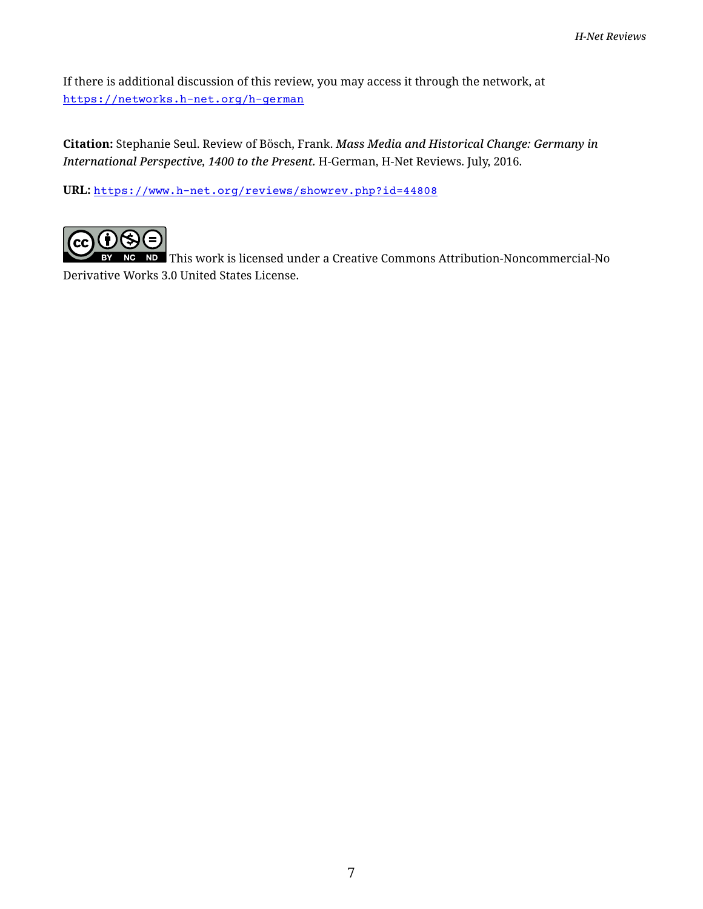If there is additional discussion of this review, you may access it through the network, at https://networks.h-net.org/h-german

**Citation:** Stephanie Seul. Review of Bösch, Frank. *Mass Media and Historical Change: Germany in International Perspective, 1400 to the Present.* H-German, H-Net Reviews. July, 2016.

**URL:** https://www.h-net.org/reviews/showrev.php?id=44808

This work is licensed under a Creative Commons Attribution-Noncommercial-No Derivative Works 3.0 United States License.